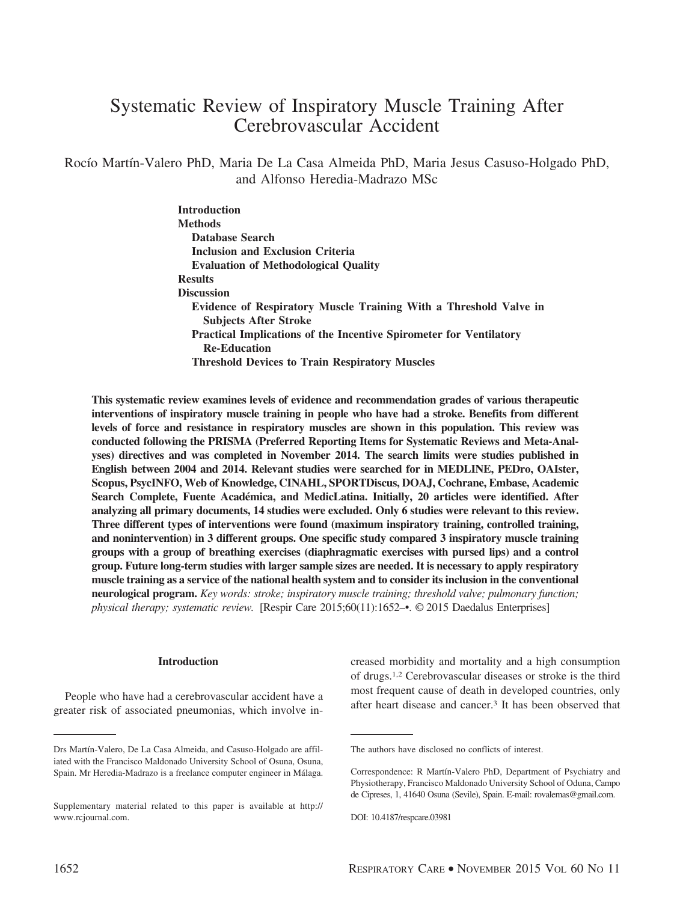# Systematic Review of Inspiratory Muscle Training After Cerebrovascular Accident

Rocío Martín-Valero PhD, Maria De La Casa Almeida PhD, Maria Jesus Casuso-Holgado PhD, and Alfonso Heredia-Madrazo MSc

**Introduction**
**Methods**
 **Database Search**
 **Inclusion and Exclusion Criteria**
 **Evaluation of Methodological Quality**
**Results**
**Discussion**
 **Evidence of Respiratory Muscle Training With a Threshold Valve in Subjects After Stroke**
 **Practical Implications of the Incentive Spirometer for Ventilatory Re-Education**
 **Threshold Devices to Train Respiratory Muscles**

**This systematic review examines levels of evidence and recommendation grades of various therapeutic interventions of inspiratory muscle training in people who have had a stroke. Benefits from different levels of force and resistance in respiratory muscles are shown in this population. This review was conducted following the PRISMA (Preferred Reporting Items for Systematic Reviews and Meta-Analyses) directives and was completed in November 2014. The search limits were studies published in English between 2004 and 2014. Relevant studies were searched for in MEDLINE, PEDro, OAIster, Scopus, PsycINFO, Web of Knowledge, CINAHL, SPORTDiscus, DOAJ, Cochrane, Embase, Academic Search Complete, Fuente Académica, and MedicLatina. Initially, 20 articles were identified. After analyzing all primary documents, 14 studies were excluded. Only 6 studies were relevant to this review. Three different types of interventions were found (maximum inspiratory training, controlled training, and nonintervention) in 3 different groups. One specific study compared 3 inspiratory muscle training groups with a group of breathing exercises (diaphragmatic exercises with pursed lips) and a control group. Future long-term studies with larger sample sizes are needed. It is necessary to apply respiratory muscle training as a service of the national health system and to consider its inclusion in the conventional neurological program.** *Key words: stroke; inspiratory muscle training; threshold valve; pulmonary function; physical therapy; systematic review.* [Respir Care 2015;60(11):1652–•. © 2015 Daedalus Enterprises]

## Introduction

People who have had a cerebrovascular accident have a greater risk of associated pneumonias, which involve increased morbidity and mortality and a high consumption of drugs.[1,2] Cerebrovascular diseases or stroke is the third most frequent cause of death in developed countries, only after heart disease and cancer.[3] It has been observed that

---

Drs Martín-Valero, De La Casa Almeida, and Casuso-Holgado are affiliated with the Francisco Maldonado University School of Osuna, Osuna, Spain. Mr Heredia-Madrazo is a freelance computer engineer in Málaga.

Supplementary material related to this paper is available at http://www.rcjournal.com.

The authors have disclosed no conflicts of interest.

Correspondence: R Martín-Valero PhD, Department of Psychiatry and Physiotherapy, Francisco Maldonado University School of Oduna, Campo de Cipreses, 1, 41640 Osuna (Sevile), Spain. E-mail: rovalemas@gmail.com.

DOI: 10.4187/respcare.03981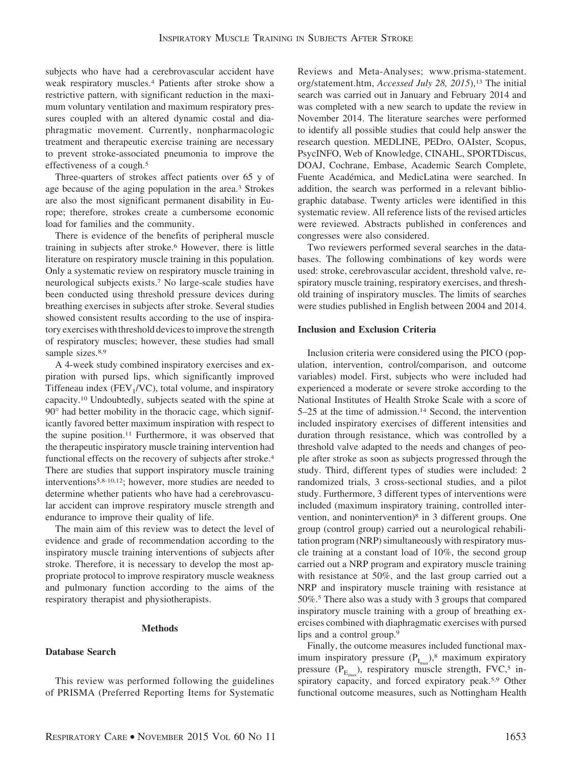subjects who have had a cerebrovascular accident have weak respiratory muscles.[4] Patients after stroke show a restrictive pattern, with significant reduction in the maximum voluntary ventilation and maximum respiratory pressures coupled with an altered dynamic costal and diaphragmatic movement. Currently, nonpharmacologic treatment and therapeutic exercise training are necessary to prevent stroke-associated pneumonia to improve the effectiveness of a cough.[5]

Three-quarters of strokes affect patients over 65 y of age because of the aging population in the area.[3] Strokes are also the most significant permanent disability in Europe; therefore, strokes create a cumbersome economic load for families and the community.

There is evidence of the benefits of peripheral muscle training in subjects after stroke.[6] However, there is little literature on respiratory muscle training in this population. Only a systematic review on respiratory muscle training in neurological subjects exists.[7] No large-scale studies have been conducted using threshold pressure devices during breathing exercises in subjects after stroke. Several studies showed consistent results according to the use of inspiratory exercises with threshold devices to improve the strength of respiratory muscles; however, these studies had small sample sizes.[8,9]

A 4-week study combined inspiratory exercises and expiration with pursed lips, which significantly improved Tiffeneau index ($FEV_1/VC$), total volume, and inspiratory capacity.[10] Undoubtedly, subjects seated with the spine at 90° had better mobility in the thoracic cage, which significantly favored better maximum inspiration with respect to the supine position.[11] Furthermore, it was observed that the therapeutic inspiratory muscle training intervention had functional effects on the recovery of subjects after stroke.[4] There are studies that support inspiratory muscle training interventions[5,8-10,12]; however, more studies are needed to determine whether patients who have had a cerebrovascular accident can improve respiratory muscle strength and endurance to improve their quality of life.

The main aim of this review was to detect the level of evidence and grade of recommendation according to the inspiratory muscle training interventions of subjects after stroke. Therefore, it is necessary to develop the most appropriate protocol to improve respiratory muscle weakness and pulmonary function according to the aims of the respiratory therapist and physiotherapists.

## Methods

### Database Search

This review was performed following the guidelines of PRISMA (Preferred Reporting Items for Systematic Reviews and Meta-Analyses; www.prisma-statement.org/statement.htm, *Accessed July 28, 2015*),[13] The initial search was carried out in January and February 2014 and was completed with a new search to update the review in November 2014. The literature searches were performed to identify all possible studies that could help answer the research question. MEDLINE, PEDro, OAIster, Scopus, PsycINFO, Web of Knowledge, CINAHL, SPORTDiscus, DOAJ, Cochrane, Embase, Academic Search Complete, Fuente Académica, and MedicLatina were searched. In addition, the search was performed in a relevant bibliographic database. Twenty articles were identified in this systematic review. All reference lists of the revised articles were reviewed. Abstracts published in conferences and congresses were also considered.

Two reviewers performed several searches in the databases. The following combinations of key words were used: stroke, cerebrovascular accident, threshold valve, respiratory muscle training, respiratory exercises, and threshold training of inspiratory muscles. The limits of searches were studies published in English between 2004 and 2014.

### Inclusion and Exclusion Criteria

Inclusion criteria were considered using the PICO (population, intervention, control/comparison, and outcome variables) model. First, subjects who were included had experienced a moderate or severe stroke according to the National Institutes of Health Stroke Scale with a score of 5–25 at the time of admission.[14] Second, the intervention included inspiratory exercises of different intensities and duration through resistance, which was controlled by a threshold valve adapted to the needs and changes of people after stroke as soon as subjects progressed through the study. Third, different types of studies were included: 2 randomized trials, 3 cross-sectional studies, and a pilot study. Furthermore, 3 different types of interventions were included (maximum inspiratory training, controlled intervention, and nonintervention)[8] in 3 different groups. One group (control group) carried out a neurological rehabilitation program (NRP) simultaneously with respiratory muscle training at a constant load of 10%, the second group carried out a NRP program and expiratory muscle training with resistance at 50%, and the last group carried out a NRP and inspiratory muscle training with resistance at 50%.[5] There also was a study with 3 groups that compared inspiratory muscle training with a group of breathing exercises combined with diaphragmatic exercises with pursed lips and a control group.[9]

Finally, the outcome measures included functional maximum inspiratory pressure ($P_{I_{max}}$),[8] maximum expiratory pressure ($P_{E_{max}}$), respiratory muscle strength, FVC,[5] inspiratory capacity, and forced expiratory peak.[5,9] Other functional outcome measures, such as Nottingham Health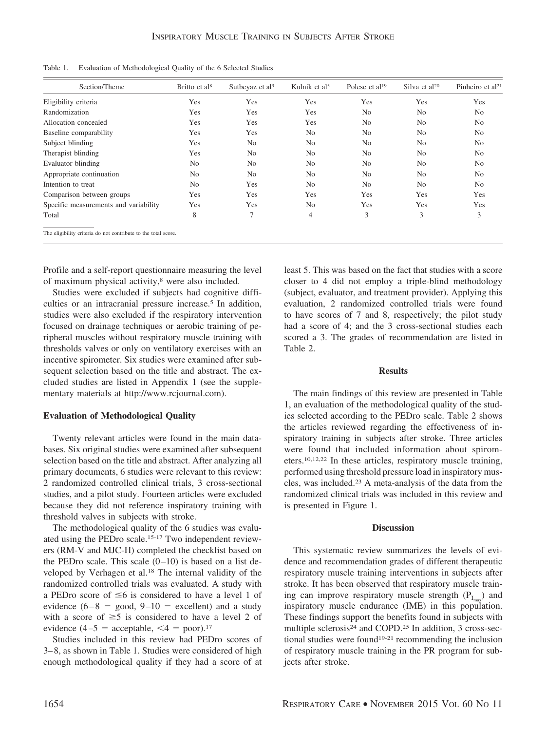Table 1. Evaluation of Methodological Quality of the 6 Selected Studies

| Section/Theme | Britto et al[8] | Sutbeyaz et al[9] | Kulnik et al[5] | Polese et al[19] | Silva et al[20] | Pinheiro et al[21] |
|---|---|---|---|---|---|---|
| Eligibility criteria | Yes | Yes | Yes | Yes | Yes | Yes |
| Randomization | Yes | Yes | Yes | No | No | No |
| Allocation concealed | Yes | Yes | Yes | No | No | No |
| Baseline comparability | Yes | Yes | No | No | No | No |
| Subject blinding | Yes | No | No | No | No | No |
| Therapist blinding | Yes | No | No | No | No | No |
| Evaluator blinding | No | No | No | No | No | No |
| Appropriate continuation | No | No | No | No | No | No |
| Intention to treat | No | Yes | No | No | No | No |
| Comparison between groups | Yes | Yes | Yes | Yes | Yes | Yes |
| Specific measurements and variability | Yes | Yes | No | Yes | Yes | Yes |
| Total | 8 | 7 | 4 | 3 | 3 | 3 |

The eligibility criteria do not contribute to the total score.

Profile and a self-report questionnaire measuring the level of maximum physical activity,[8] were also included.

Studies were excluded if subjects had cognitive difficulties or an intracranial pressure increase.[5] In addition, studies were also excluded if the respiratory intervention focused on drainage techniques or aerobic training of peripheral muscles without respiratory muscle training with thresholds valves or only on ventilatory exercises with an incentive spirometer. Six studies were examined after subsequent selection based on the title and abstract. The excluded studies are listed in Appendix 1 (see the supplementary materials at http://www.rcjournal.com).

### Evaluation of Methodological Quality

Twenty relevant articles were found in the main databases. Six original studies were examined after subsequent selection based on the title and abstract. After analyzing all primary documents, 6 studies were relevant to this review: 2 randomized controlled clinical trials, 3 cross-sectional studies, and a pilot study. Fourteen articles were excluded because they did not reference inspiratory training with threshold valves in subjects with stroke.

The methodological quality of the 6 studies was evaluated using the PEDro scale.[15-17] Two independent reviewers (RM-V and MJC-H) completed the checklist based on the PEDro scale. This scale (0–10) is based on a list developed by Verhagen et al.[18] The internal validity of the randomized controlled trials was evaluated. A study with a PEDro score of ≤6 is considered to have a level 1 of evidence (6–8 = good, 9–10 = excellent) and a study with a score of ≥5 is considered to have a level 2 of evidence (4–5 = acceptable, <4 = poor).[17]

Studies included in this review had PEDro scores of 3–8, as shown in Table 1. Studies were considered of high enough methodological quality if they had a score of at least 5. This was based on the fact that studies with a score closer to 4 did not employ a triple-blind methodology (subject, evaluator, and treatment provider). Applying this evaluation, 2 randomized controlled trials were found to have scores of 7 and 8, respectively; the pilot study had a score of 4; and the 3 cross-sectional studies each scored a 3. The grades of recommendation are listed in Table 2.

## Results

The main findings of this review are presented in Table 1, an evaluation of the methodological quality of the studies selected according to the PEDro scale. Table 2 shows the articles reviewed regarding the effectiveness of inspiratory training in subjects after stroke. Three articles were found that included information about spirometers.[10,12,22] In these articles, respiratory muscle training, performed using threshold pressure load in inspiratory muscles, was included.[23] A meta-analysis of the data from the randomized clinical trials was included in this review and is presented in Figure 1.

## Discussion

This systematic review summarizes the levels of evidence and recommendation grades of different therapeutic respiratory muscle training interventions in subjects after stroke. It has been observed that respiratory muscle training can improve respiratory muscle strength ($P_{I_{max}}$) and inspiratory muscle endurance (IME) in this population. These findings support the benefits found in subjects with multiple sclerosis[24] and COPD.[25] In addition, 3 cross-sectional studies were found[19-21] recommending the inclusion of respiratory muscle training in the PR program for subjects after stroke.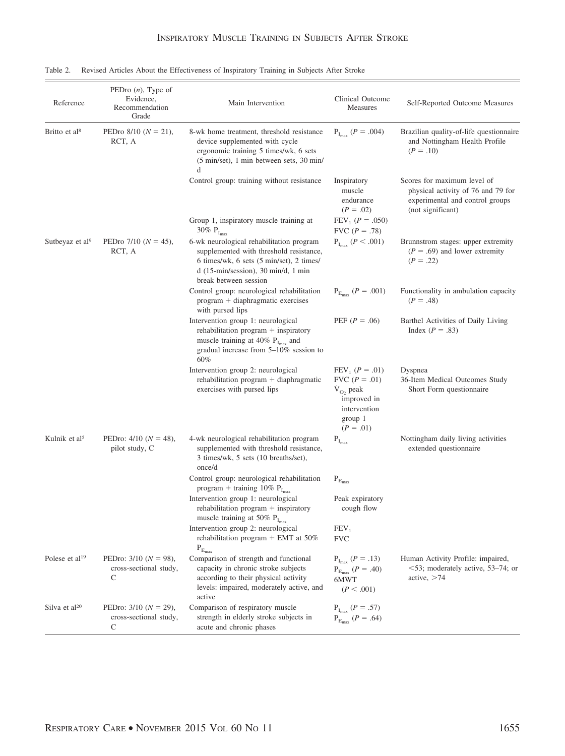Table 2. Revised Articles About the Effectiveness of Inspiratory Training in Subjects After Stroke

| Reference | PEDro (n), Type of Evidence, Recommendation Grade | Main Intervention | Clinical Outcome Measures | Self-Reported Outcome Measures |
|---|---|---|---|---|
| Britto et al[8] | PEDro 8/10 ($N = 21$), RCT, A | 8-wk home treatment, threshold resistance device supplemented with cycle ergonomic training 5 times/wk, 6 sets (5 min/set), 1 min between sets, 30 min/d | $P_{I_{max}}$ ($P = .004$) | Brazilian quality-of-life questionnaire and Nottingham Health Profile ($P = .10$) |
| | | Control group: training without resistance | Inspiratory muscle endurance ($P = .02$) | Scores for maximum level of physical activity of 76 and 79 for experimental and control groups (not significant) |
| | | Group 1, inspiratory muscle training at 30% $P_{I_{max}}$ | $FEV_1$ ($P = .050$) FVC ($P = .78$) | |
| Sutbeyaz et al[9] | PEDro 7/10 ($N = 45$), RCT, A | 6-wk neurological rehabilitation program supplemented with threshold resistance, 6 times/wk, 6 sets (5 min/set), 2 times/d (15-min/session), 30 min/d, 1 min break between session | $P_{I_{max}}$ ($P < .001$) | Brunnstrom stages: upper extremity ($P = .69$) and lower extremity ($P = .22$) |
| | | Control group: neurological rehabilitation program + diaphragmatic exercises with pursed lips | $P_{E_{max}}$ ($P = .001$) | Functionality in ambulation capacity ($P = .48$) |
| | | Intervention group 1: neurological rehabilitation program + inspiratory muscle training at 40% $P_{I_{max}}$ and gradual increase from 5–10% session to 60% | PEF ($P = .06$) | Barthel Activities of Daily Living Index ($P = .83$) |
| | | Intervention group 2: neurological rehabilitation program + diaphragmatic exercises with pursed lips | $FEV_1$ ($P = .01$) FVC ($P = .01$) $\dot{V}_{O_2}$ peak improved in intervention group 1 ($P = .01$) | Dyspnea 36-Item Medical Outcomes Study Short Form questionnaire |
| Kulnik et al[5] | PEDro: 4/10 ($N = 48$), pilot study, C | 4-wk neurological rehabilitation program supplemented with threshold resistance, 3 times/wk, 5 sets (10 breaths/set), once/d | $P_{I_{max}}$ | Nottingham daily living activities extended questionnaire |
| | | Control group: neurological rehabilitation program + training 10% $P_{I_{max}}$ | $P_{E_{max}}$ | |
| | | Intervention group 1: neurological rehabilitation program + inspiratory muscle training at 50% $P_{I_{max}}$ | Peak expiratory cough flow | |
| | | Intervention group 2: neurological rehabilitation program + EMT at 50% $P_{E_{max}}$ | $FEV_1$ FVC | |
| Polese et al[19] | PEDro: 3/10 ($N = 98$), cross-sectional study, C | Comparison of strength and functional capacity in chronic stroke subjects according to their physical activity levels: impaired, moderately active, and active | $P_{I_{max}}$ ($P = .13$) $P_{E_{max}}$ ($P = .40$) 6MWT ($P < .001$) | Human Activity Profile: impaired, <53; moderately active, 53–74; or active, >74 |
| Silva et al[20] | PEDro: 3/10 ($N = 29$), cross-sectional study, C | Comparison of respiratory muscle strength in elderly stroke subjects in acute and chronic phases | $P_{I_{max}}$ ($P = .57$) $P_{E_{max}}$ ($P = .64$) | |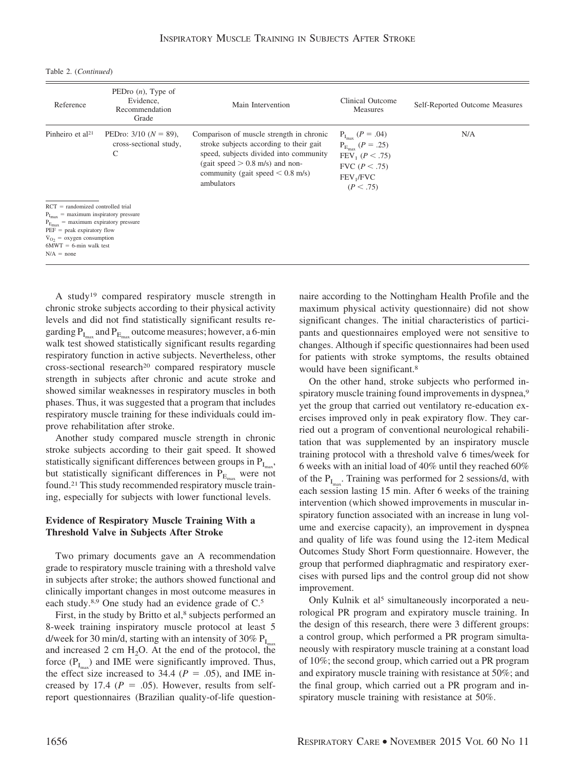Table 2. (*Continued*)

| Reference | PEDro (*n*), Type of Evidence, Recommendation Grade | Main Intervention | Clinical Outcome Measures | Self-Reported Outcome Measures |
|---|---|---|---|---|
| Pinheiro et al[21] | PEDro: 3/10 ($N = 89$), cross-sectional study, C | Comparison of muscle strength in chronic stroke subjects according to their gait speed, subjects divided into community (gait speed > 0.8 m/s) and non-community (gait speed < 0.8 m/s) ambulators | $P_{I_{max}}$ ($P = .04$) $P_{E_{max}}$ ($P = .25$) $FEV_1$ ($P < .75$) FVC ($P < .75$) $FEV_1$/FVC ($P < .75$) | N/A |

RCT = randomized controlled trial
$P_{I_{max}}$ = maximum inspiratory pressure
$P_{E_{max}}$ = maximum expiratory pressure
PEF = peak expiratory flow
$V_{O_2}$ = oxygen consumption
6MWT = 6-min walk test
N/A = none

A study[19] compared respiratory muscle strength in chronic stroke subjects according to their physical activity levels and did not find statistically significant results regarding $P_{I_{max}}$ and $P_{E_{max}}$ outcome measures; however, a 6-min walk test showed statistically significant results regarding respiratory function in active subjects. Nevertheless, other cross-sectional research[20] compared respiratory muscle strength in subjects after chronic and acute stroke and showed similar weaknesses in respiratory muscles in both phases. Thus, it was suggested that a program that includes respiratory muscle training for these individuals could improve rehabilitation after stroke.

Another study compared muscle strength in chronic stroke subjects according to their gait speed. It showed statistically significant differences between groups in $P_{I_{max}}$, but statistically significant differences in $P_{E_{max}}$ were not found.[21] This study recommended respiratory muscle training, especially for subjects with lower functional levels.

### Evidence of Respiratory Muscle Training With a Threshold Valve in Subjects After Stroke

Two primary documents gave an A recommendation grade to respiratory muscle training with a threshold valve in subjects after stroke; the authors showed functional and clinically important changes in most outcome measures in each study.[8,9] One study had an evidence grade of C.[5]

First, in the study by Britto et al,[8] subjects performed an 8-week training inspiratory muscle protocol at least 5 d/week for 30 min/d, starting with an intensity of 30% $P_{I_{max}}$ and increased 2 cm $H_2O$. At the end of the protocol, the force ($P_{I_{max}}$) and IME were significantly improved. Thus, the effect size increased to 34.4 ($P = .05$), and IME increased by 17.4 ($P = .05$). However, results from self-report questionnaires (Brazilian quality-of-life questionnaire according to the Nottingham Health Profile and the maximum physical activity questionnaire) did not show significant changes. The initial characteristics of participants and questionnaires employed were not sensitive to changes. Although if specific questionnaires had been used for patients with stroke symptoms, the results obtained would have been significant.[8]

On the other hand, stroke subjects who performed inspiratory muscle training found improvements in dyspnea,[9] yet the group that carried out ventilatory re-education exercises improved only in peak expiratory flow. They carried out a program of conventional neurological rehabilitation that was supplemented by an inspiratory muscle training protocol with a threshold valve 6 times/week for 6 weeks with an initial load of 40% until they reached 60% of the $P_{I_{max}}$. Training was performed for 2 sessions/d, with each session lasting 15 min. After 6 weeks of the training intervention (which showed improvements in muscular inspiratory function associated with an increase in lung volume and exercise capacity), an improvement in dyspnea and quality of life was found using the 12-item Medical Outcomes Study Short Form questionnaire. However, the group that performed diaphragmatic and respiratory exercises with pursed lips and the control group did not show improvement.

Only Kulnik et al[5] simultaneously incorporated a neurological PR program and expiratory muscle training. In the design of this research, there were 3 different groups: a control group, which performed a PR program simultaneously with respiratory muscle training at a constant load of 10%; the second group, which carried out a PR program and expiratory muscle training with resistance at 50%; and the final group, which carried out a PR program and inspiratory muscle training with resistance at 50%.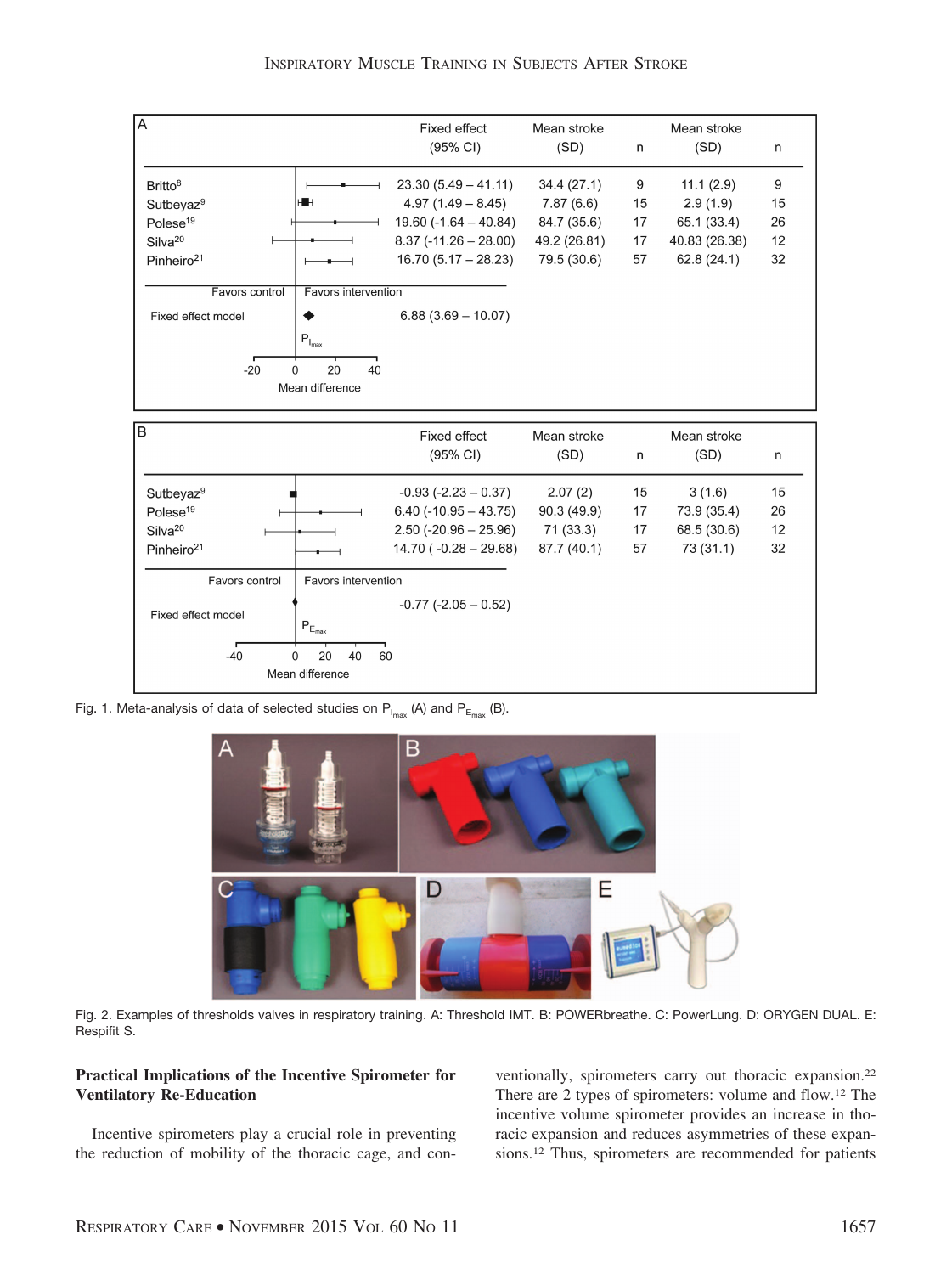| A | Fixed effect (95% CI) | Mean stroke (SD) | n | Mean stroke (SD) | n |
|---|---|---|---|---|---|
| Britto[8] | 23.30 (5.49 – 41.11) | 34.4 (27.1) | 9 | 11.1 (2.9) | 9 |
| Sutbeyaz[9] | 4.97 (1.49 – 8.45) | 7.87 (6.6) | 15 | 2.9 (1.9) | 15 |
| Polese[19] | 19.60 (-1.64 – 40.84) | 84.7 (35.6) | 17 | 65.1 (33.4) | 26 |
| Silva[20] | 8.37 (-11.26 – 28.00) | 49.2 (26.81) | 17 | 40.83 (26.38) | 12 |
| Pinheiro[21] | 16.70 (5.17 – 28.23) | 79.5 (30.6) | 57 | 62.8 (24.1) | 32 |
| Fixed effect model | 6.88 (3.69 – 10.07) | | | | |

| B | Fixed effect (95% CI) | Mean stroke (SD) | n | Mean stroke (SD) | n |
|---|---|---|---|---|---|
| Sutbeyaz[9] | -0.93 (-2.23 – 0.37) | 2.07 (2) | 15 | 3 (1.6) | 15 |
| Polese[19] | 6.40 (-10.95 – 43.75) | 90.3 (49.9) | 17 | 73.9 (35.4) | 26 |
| Silva[20] | 2.50 (-20.96 – 25.96) | 71 (33.3) | 17 | 68.5 (30.6) | 12 |
| Pinheiro[21] | 14.70 ( -0.28 – 29.68) | 87.7 (40.1) | 57 | 73 (31.1) | 32 |
| Fixed effect model | -0.77 (-2.05 – 0.52) | | | | |

Fig. 1. Meta-analysis of data of selected studies on $P_{I_{max}}$ (A) and $P_{E_{max}}$ (B).

Fig. 2. Examples of thresholds valves in respiratory training. A: Threshold IMT. B: POWERbreathe. C: PowerLung. D: ORYGEN DUAL. E: Respifit S.

## Practical Implications of the Incentive Spirometer for Ventilatory Re-Education

Incentive spirometers play a crucial role in preventing the reduction of mobility of the thoracic cage, and conventionally, spirometers carry out thoracic expansion.[22] There are 2 types of spirometers: volume and flow.[12] The incentive volume spirometer provides an increase in thoracic expansion and reduces asymmetries of these expansions.[12] Thus, spirometers are recommended for patients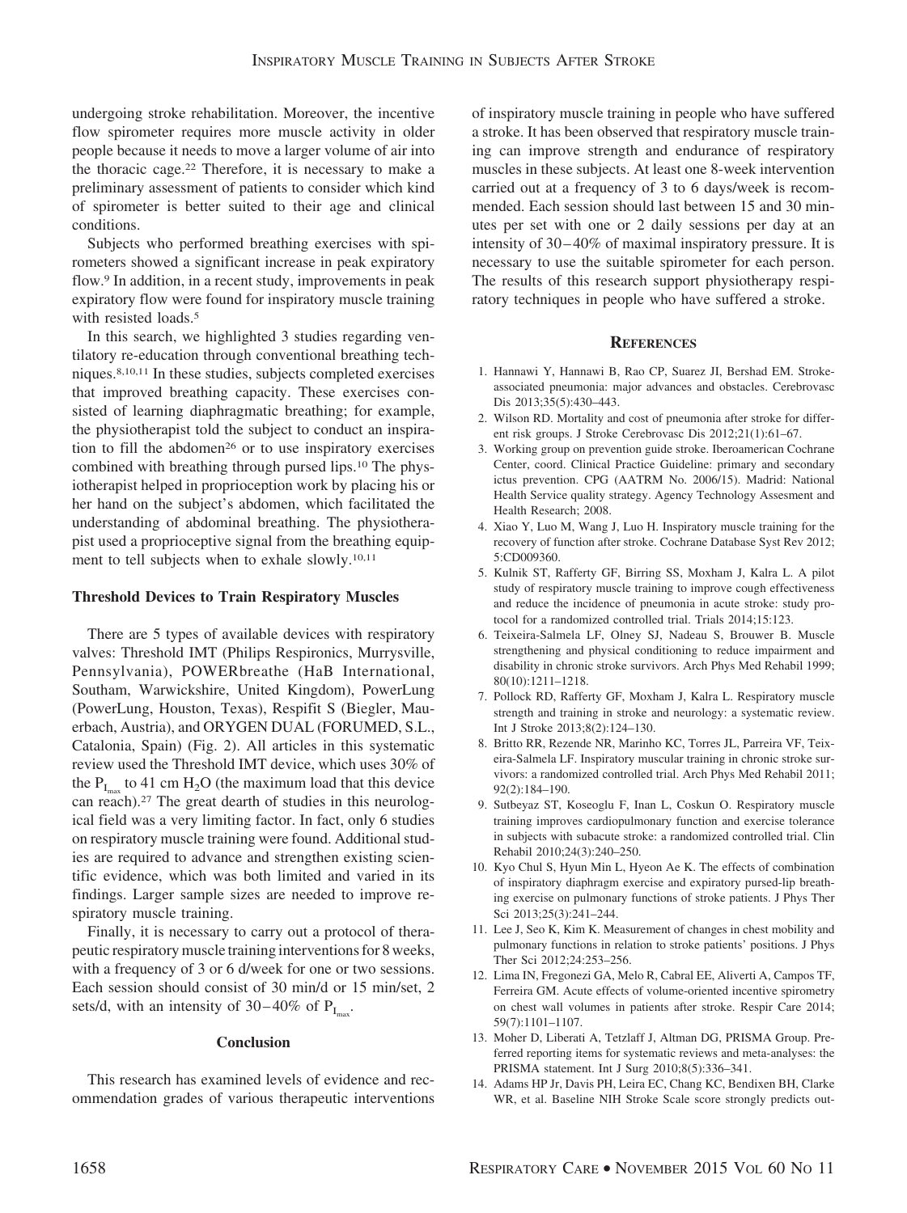undergoing stroke rehabilitation. Moreover, the incentive flow spirometer requires more muscle activity in older people because it needs to move a larger volume of air into the thoracic cage.[22] Therefore, it is necessary to make a preliminary assessment of patients to consider which kind of spirometer is better suited to their age and clinical conditions.

Subjects who performed breathing exercises with spirometers showed a significant increase in peak expiratory flow.[9] In addition, in a recent study, improvements in peak expiratory flow were found for inspiratory muscle training with resisted loads.[5]

In this search, we highlighted 3 studies regarding ventilatory re-education through conventional breathing techniques.[8,10,11] In these studies, subjects completed exercises that improved breathing capacity. These exercises consisted of learning diaphragmatic breathing; for example, the physiotherapist told the subject to conduct an inspiration to fill the abdomen[26] or to use inspiratory exercises combined with breathing through pursed lips.[10] The physiotherapist helped in proprioception work by placing his or her hand on the subject's abdomen, which facilitated the understanding of abdominal breathing. The physiotherapist used a proprioceptive signal from the breathing equipment to tell subjects when to exhale slowly.[10,11]

### Threshold Devices to Train Respiratory Muscles

There are 5 types of available devices with respiratory valves: Threshold IMT (Philips Respironics, Murrysville, Pennsylvania), POWERbreathe (HaB International, Southam, Warwickshire, United Kingdom), PowerLung (PowerLung, Houston, Texas), Respifit S (Biegler, Mauerbach, Austria), and ORYGEN DUAL (FORUMED, S.L., Catalonia, Spain) (Fig. 2). All articles in this systematic review used the Threshold IMT device, which uses 30% of the $P_{I_{max}}$ to 41 cm $H_2O$ (the maximum load that this device can reach).[27] The great dearth of studies in this neurological field was a very limiting factor. In fact, only 6 studies on respiratory muscle training were found. Additional studies are required to advance and strengthen existing scientific evidence, which was both limited and varied in its findings. Larger sample sizes are needed to improve respiratory muscle training.

Finally, it is necessary to carry out a protocol of therapeutic respiratory muscle training interventions for 8 weeks, with a frequency of 3 or 6 d/week for one or two sessions. Each session should consist of 30 min/d or 15 min/set, 2 sets/d, with an intensity of 30–40% of $P_{I_{max}}$.

## Conclusion

This research has examined levels of evidence and recommendation grades of various therapeutic interventions of inspiratory muscle training in people who have suffered a stroke. It has been observed that respiratory muscle training can improve strength and endurance of respiratory muscles in these subjects. At least one 8-week intervention carried out at a frequency of 3 to 6 days/week is recommended. Each session should last between 15 and 30 minutes per set with one or 2 daily sessions per day at an intensity of 30–40% of maximal inspiratory pressure. It is necessary to use the suitable spirometer for each person. The results of this research support physiotherapy respiratory techniques in people who have suffered a stroke.

## References

1. Hannawi Y, Hannawi B, Rao CP, Suarez JI, Bershad EM. Stroke-associated pneumonia: major advances and obstacles. Cerebrovasc Dis 2013;35(5):430–443.
2. Wilson RD. Mortality and cost of pneumonia after stroke for different risk groups. J Stroke Cerebrovasc Dis 2012;21(1):61–67.
3. Working group on prevention guide stroke. Iberoamerican Cochrane Center, coord. Clinical Practice Guideline: primary and secondary ictus prevention. CPG (AATRM No. 2006/15). Madrid: National Health Service quality strategy. Agency Technology Assesment and Health Research; 2008.
4. Xiao Y, Luo M, Wang J, Luo H. Inspiratory muscle training for the recovery of function after stroke. Cochrane Database Syst Rev 2012; 5:CD009360.
5. Kulnik ST, Rafferty GF, Birring SS, Moxham J, Kalra L. A pilot study of respiratory muscle training to improve cough effectiveness and reduce the incidence of pneumonia in acute stroke: study protocol for a randomized controlled trial. Trials 2014;15:123.
6. Teixeira-Salmela LF, Olney SJ, Nadeau S, Brouwer B. Muscle strengthening and physical conditioning to reduce impairment and disability in chronic stroke survivors. Arch Phys Med Rehabil 1999; 80(10):1211–1218.
7. Pollock RD, Rafferty GF, Moxham J, Kalra L. Respiratory muscle strength and training in stroke and neurology: a systematic review. Int J Stroke 2013;8(2):124–130.
8. Britto RR, Rezende NR, Marinho KC, Torres JL, Parreira VF, Teixeira-Salmela LF. Inspiratory muscular training in chronic stroke survivors: a randomized controlled trial. Arch Phys Med Rehabil 2011; 92(2):184–190.
9. Sutbeyaz ST, Koseoglu F, Inan L, Coskun O. Respiratory muscle training improves cardiopulmonary function and exercise tolerance in subjects with subacute stroke: a randomized controlled trial. Clin Rehabil 2010;24(3):240–250.
10. Kyo Chul S, Hyun Min L, Hyeon Ae K. The effects of combination of inspiratory diaphragm exercise and expiratory pursed-lip breathing exercise on pulmonary functions of stroke patients. J Phys Ther Sci 2013;25(3):241–244.
11. Lee J, Seo K, Kim K. Measurement of changes in chest mobility and pulmonary functions in relation to stroke patients' positions. J Phys Ther Sci 2012;24:253–256.
12. Lima IN, Fregonezi GA, Melo R, Cabral EE, Aliverti A, Campos TF, Ferreira GM. Acute effects of volume-oriented incentive spirometry on chest wall volumes in patients after stroke. Respir Care 2014; 59(7):1101–1107.
13. Moher D, Liberati A, Tetzlaff J, Altman DG, PRISMA Group. Preferred reporting items for systematic reviews and meta-analyses: the PRISMA statement. Int J Surg 2010;8(5):336–341.
14. Adams HP Jr, Davis PH, Leira EC, Chang KC, Bendixen BH, Clarke WR, et al. Baseline NIH Stroke Scale score strongly predicts out-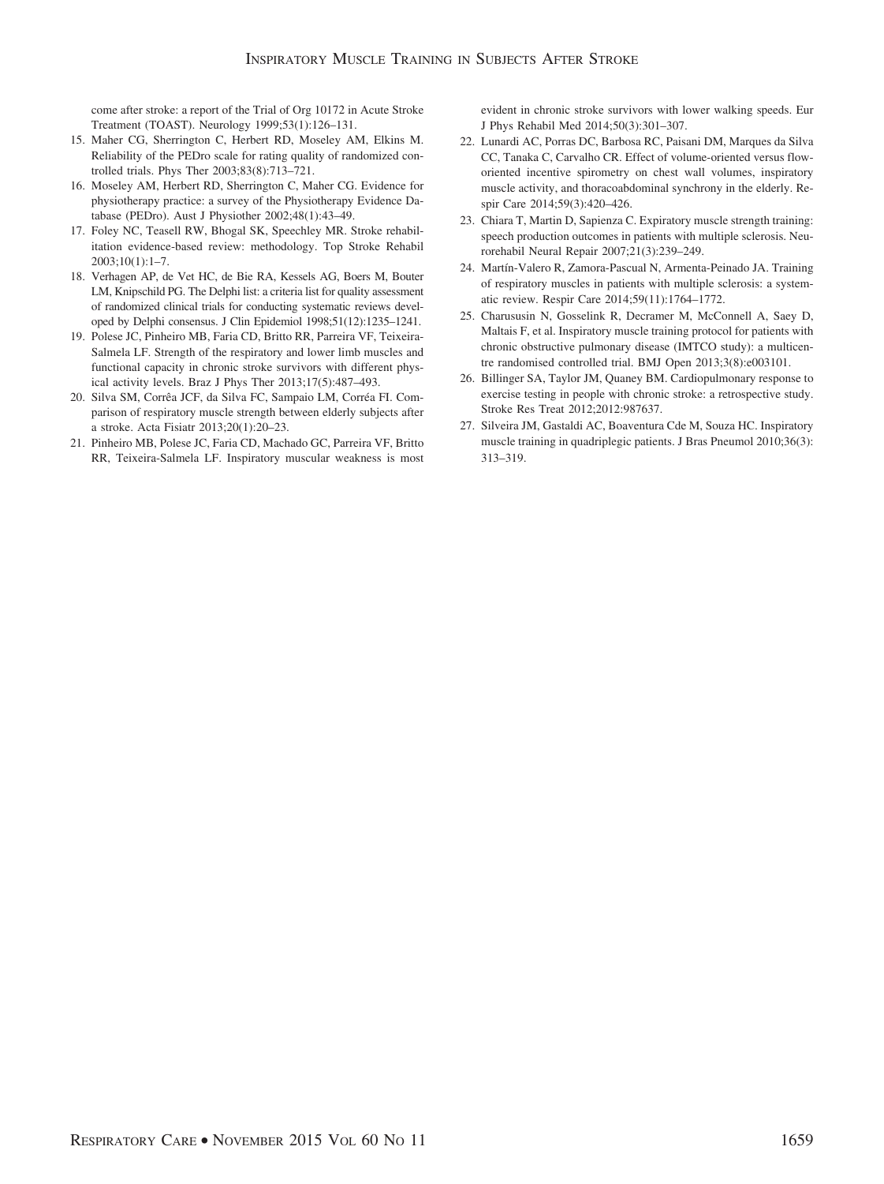come after stroke: a report of the Trial of Org 10172 in Acute Stroke Treatment (TOAST). Neurology 1999;53(1):126–131.

15. Maher CG, Sherrington C, Herbert RD, Moseley AM, Elkins M. Reliability of the PEDro scale for rating quality of randomized controlled trials. Phys Ther 2003;83(8):713–721.
16. Moseley AM, Herbert RD, Sherrington C, Maher CG. Evidence for physiotherapy practice: a survey of the Physiotherapy Evidence Database (PEDro). Aust J Physiother 2002;48(1):43–49.
17. Foley NC, Teasell RW, Bhogal SK, Speechley MR. Stroke rehabilitation evidence-based review: methodology. Top Stroke Rehabil 2003;10(1):1–7.
18. Verhagen AP, de Vet HC, de Bie RA, Kessels AG, Boers M, Bouter LM, Knipschild PG. The Delphi list: a criteria list for quality assessment of randomized clinical trials for conducting systematic reviews developed by Delphi consensus. J Clin Epidemiol 1998;51(12):1235–1241.
19. Polese JC, Pinheiro MB, Faria CD, Britto RR, Parreira VF, Teixeira-Salmela LF. Strength of the respiratory and lower limb muscles and functional capacity in chronic stroke survivors with different physical activity levels. Braz J Phys Ther 2013;17(5):487–493.
20. Silva SM, Corrêa JCF, da Silva FC, Sampaio LM, Corréa FI. Comparison of respiratory muscle strength between elderly subjects after a stroke. Acta Fisiatr 2013;20(1):20–23.
21. Pinheiro MB, Polese JC, Faria CD, Machado GC, Parreira VF, Britto RR, Teixeira-Salmela LF. Inspiratory muscular weakness is most evident in chronic stroke survivors with lower walking speeds. Eur J Phys Rehabil Med 2014;50(3):301–307.
22. Lunardi AC, Porras DC, Barbosa RC, Paisani DM, Marques da Silva CC, Tanaka C, Carvalho CR. Effect of volume-oriented versus flow-oriented incentive spirometry on chest wall volumes, inspiratory muscle activity, and thoracoabdominal synchrony in the elderly. Respir Care 2014;59(3):420–426.
23. Chiara T, Martin D, Sapienza C. Expiratory muscle strength training: speech production outcomes in patients with multiple sclerosis. Neurorehabil Neural Repair 2007;21(3):239–249.
24. Martín-Valero R, Zamora-Pascual N, Armenta-Peinado JA. Training of respiratory muscles in patients with multiple sclerosis: a systematic review. Respir Care 2014;59(11):1764–1772.
25. Charususin N, Gosselink R, Decramer M, McConnell A, Saey D, Maltais F, et al. Inspiratory muscle training protocol for patients with chronic obstructive pulmonary disease (IMTCO study): a multicentre randomised controlled trial. BMJ Open 2013;3(8):e003101.
26. Billinger SA, Taylor JM, Quaney BM. Cardiopulmonary response to exercise testing in people with chronic stroke: a retrospective study. Stroke Res Treat 2012;2012:987637.
27. Silveira JM, Gastaldi AC, Boaventura Cde M, Souza HC. Inspiratory muscle training in quadriplegic patients. J Bras Pneumol 2010;36(3):313–319.